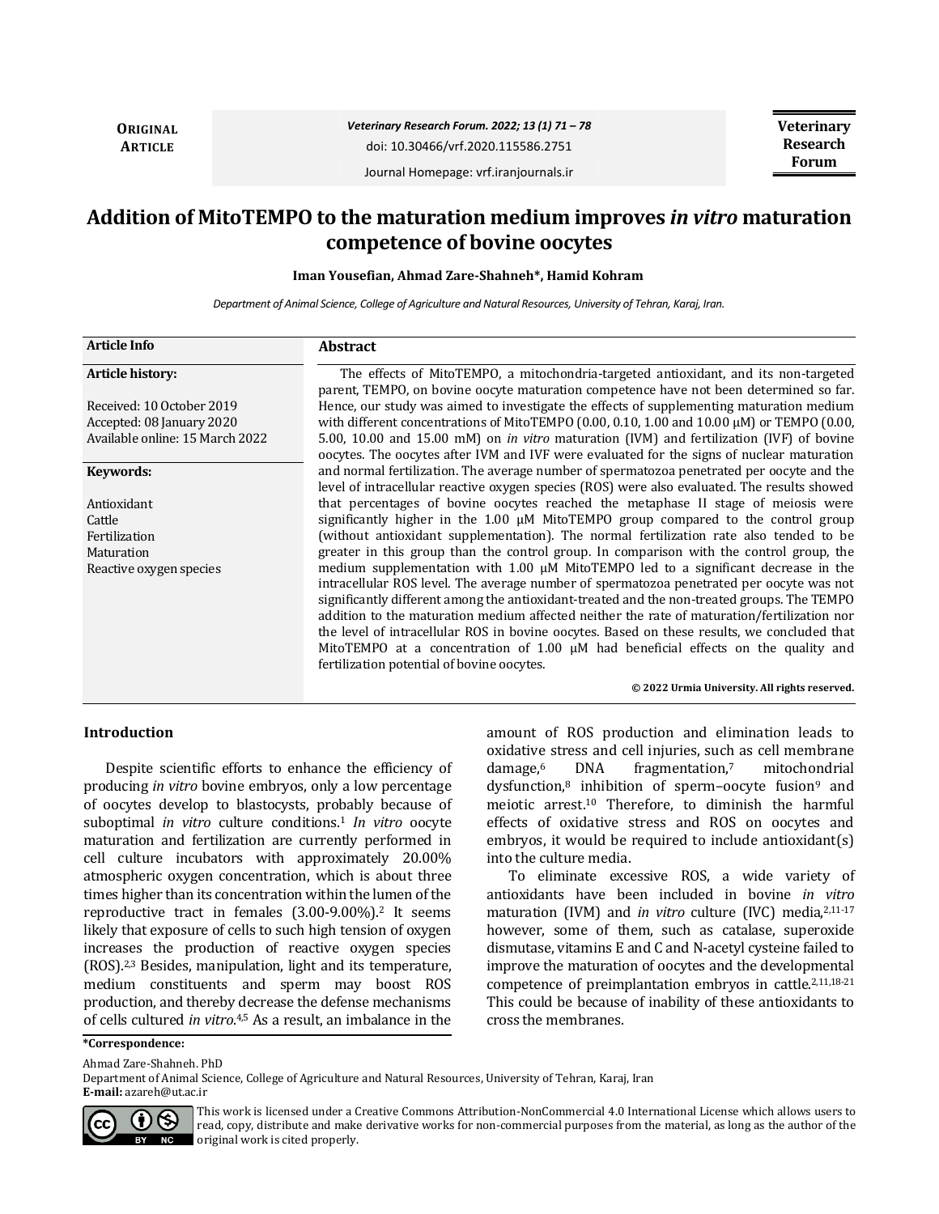**ORIGINAL ARTICLE**

*Veterinary Research Forum. 2022; 13 (1) 71 – 78*

doi: 10.30466/vrf.2020.115586.2751

Journal Homepage: vrf.iranjournals.ir

**Veterinary Research Forum**

# Addition of MitoTEMPO to the maturation medium improves *in vitro* maturation competence of bovine oocytes

**Iman Yousefian, Ahmad Zare-Shahneh*, Hamid Kohram**

*Department of Animal Science, College of Agriculture and Natural Resources, University of Tehran, Karaj, Iran.*

**Article Info**

**Article history:**

Received: 10 October 2019
Accepted: 08 January 2020
Available online: 15 March 2022

**Keywords:**

Antioxidant
Cattle
Fertilization
Maturation
Reactive oxygen species

## Abstract

The effects of MitoTEMPO, a mitochondria-targeted antioxidant, and its non-targeted parent, TEMPO, on bovine oocyte maturation competence have not been determined so far. Hence, our study was aimed to investigate the effects of supplementing maturation medium with different concentrations of MitoTEMPO (0.00, 0.10, 1.00 and 10.00 μM) or TEMPO (0.00, 5.00, 10.00 and 15.00 mM) on *in vitro* maturation (IVM) and fertilization (IVF) of bovine oocytes. The oocytes after IVM and IVF were evaluated for the signs of nuclear maturation and normal fertilization. The average number of spermatozoa penetrated per oocyte and the level of intracellular reactive oxygen species (ROS) were also evaluated. The results showed that percentages of bovine oocytes reached the metaphase II stage of meiosis were significantly higher in the 1.00 μM MitoTEMPO group compared to the control group (without antioxidant supplementation). The normal fertilization rate also tended to be greater in this group than the control group. In comparison with the control group, the medium supplementation with 1.00 μM MitoTEMPO led to a significant decrease in the intracellular ROS level. The average number of spermatozoa penetrated per oocyte was not significantly different among the antioxidant-treated and the non-treated groups. The TEMPO addition to the maturation medium affected neither the rate of maturation/fertilization nor the level of intracellular ROS in bovine oocytes. Based on these results, we concluded that MitoTEMPO at a concentration of 1.00 μM had beneficial effects on the quality and fertilization potential of bovine oocytes.

**© 2022 Urmia University. All rights reserved.**

## Introduction

Despite scientific efforts to enhance the efficiency of producing *in vitro* bovine embryos, only a low percentage of oocytes develop to blastocysts, probably because of suboptimal *in vitro* culture conditions.[1] *In vitro* oocyte maturation and fertilization are currently performed in cell culture incubators with approximately 20.00% atmospheric oxygen concentration, which is about three times higher than its concentration within the lumen of the reproductive tract in females (3.00-9.00%).[2] It seems likely that exposure of cells to such high tension of oxygen increases the production of reactive oxygen species (ROS).[2,3] Besides, manipulation, light and its temperature, medium constituents and sperm may boost ROS production, and thereby decrease the defense mechanisms of cells cultured *in vitro*.[4,5] As a result, an imbalance in the amount of ROS production and elimination leads to oxidative stress and cell injuries, such as cell membrane damage,[6] DNA fragmentation,[7] mitochondrial dysfunction,[8] inhibition of sperm–oocyte fusion[9] and meiotic arrest.[10] Therefore, to diminish the harmful effects of oxidative stress and ROS on oocytes and embryos, it would be required to include antioxidant(s) into the culture media.

To eliminate excessive ROS, a wide variety of antioxidants have been included in bovine *in vitro* maturation (IVM) and *in vitro* culture (IVC) media,[2,11-17] however, some of them, such as catalase, superoxide dismutase, vitamins E and C and N-acetyl cysteine failed to improve the maturation of oocytes and the developmental competence of preimplantation embryos in cattle.[2,11,18-21] This could be because of inability of these antioxidants to cross the membranes.

**\*Correspondence:**

Ahmad Zare-Shahneh. PhD
Department of Animal Science, College of Agriculture and Natural Resources, University of Tehran, Karaj, Iran
**E-mail:** azareh@ut.ac.ir

This work is licensed under a Creative Commons Attribution-NonCommercial 4.0 International License which allows users to read, copy, distribute and make derivative works for non-commercial purposes from the material, as long as the author of the original work is cited properly.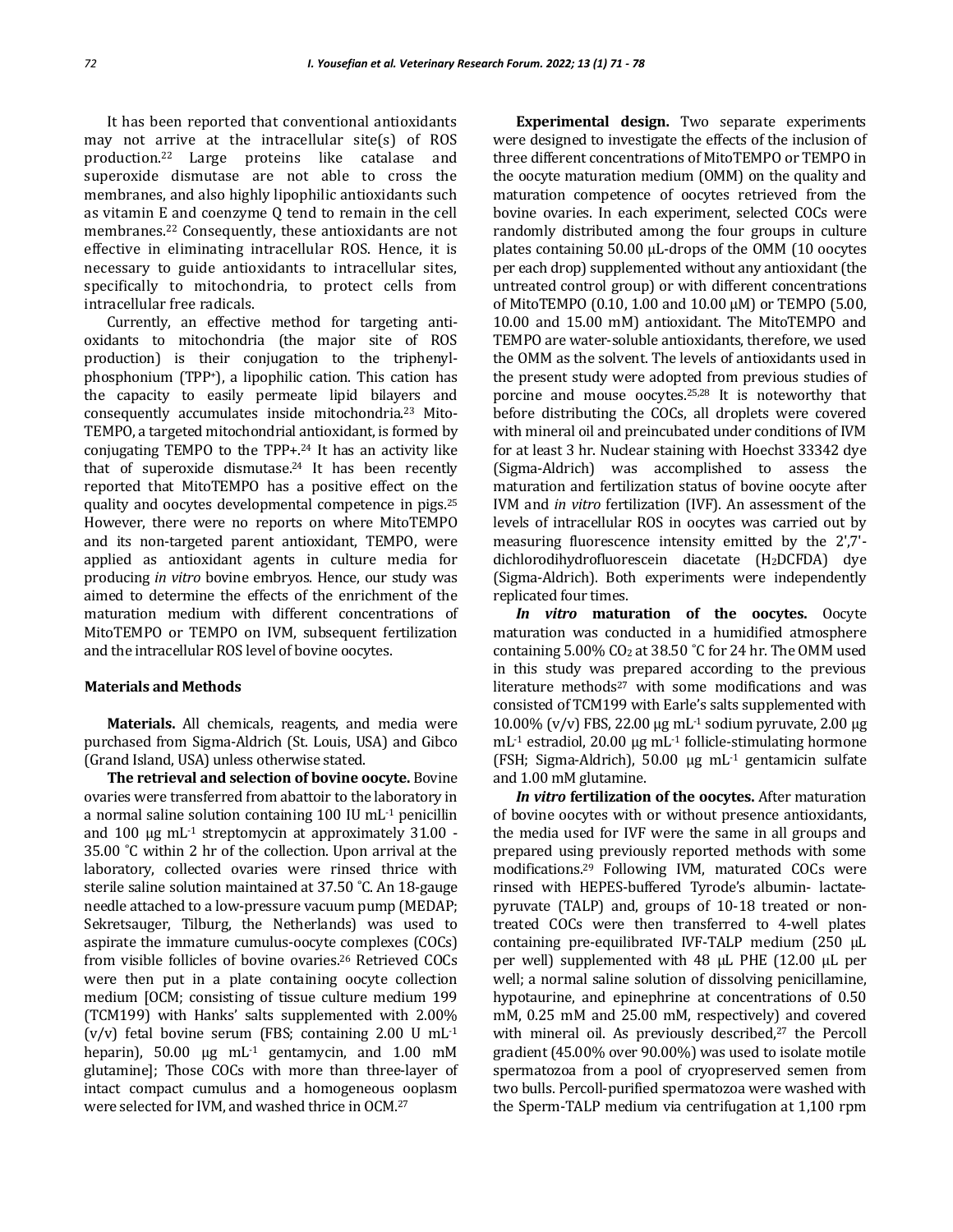It has been reported that conventional antioxidants may not arrive at the intracellular site(s) of ROS production.[22] Large proteins like catalase and superoxide dismutase are not able to cross the membranes, and also highly lipophilic antioxidants such as vitamin E and coenzyme Q tend to remain in the cell membranes.[22] Consequently, these antioxidants are not effective in eliminating intracellular ROS. Hence, it is necessary to guide antioxidants to intracellular sites, specifically to mitochondria, to protect cells from intracellular free radicals.

Currently, an effective method for targeting antioxidants to mitochondria (the major site of ROS production) is their conjugation to the triphenylphosphonium ($TPP^+$), a lipophilic cation. This cation has the capacity to easily permeate lipid bilayers and consequently accumulates inside mitochondria.[23] MitoTEMPO, a targeted mitochondrial antioxidant, is formed by conjugating TEMPO to the TPP+.[24] It has an activity like that of superoxide dismutase.[24] It has been recently reported that MitoTEMPO has a positive effect on the quality and oocytes developmental competence in pigs.[25] However, there were no reports on where MitoTEMPO and its non-targeted parent antioxidant, TEMPO, were applied as antioxidant agents in culture media for producing *in vitro* bovine embryos. Hence, our study was aimed to determine the effects of the enrichment of the maturation medium with different concentrations of MitoTEMPO or TEMPO on IVM, subsequent fertilization and the intracellular ROS level of bovine oocytes.

## Materials and Methods

**Materials.** All chemicals, reagents, and media were purchased from Sigma-Aldrich (St. Louis, USA) and Gibco (Grand Island, USA) unless otherwise stated.

**The retrieval and selection of bovine oocyte.** Bovine ovaries were transferred from abattoir to the laboratory in a normal saline solution containing 100 IU mL$^{-1}$ penicillin and 100 µg mL$^{-1}$ streptomycin at approximately 31.00 - 35.00 ˚C within 2 hr of the collection. Upon arrival at the laboratory, collected ovaries were rinsed thrice with sterile saline solution maintained at 37.50 ˚C. An 18-gauge needle attached to a low-pressure vacuum pump (MEDAP; Sekretsauger, Tilburg, the Netherlands) was used to aspirate the immature cumulus-oocyte complexes (COCs) from visible follicles of bovine ovaries.[26] Retrieved COCs were then put in a plate containing oocyte collection medium [OCM; consisting of tissue culture medium 199 (TCM199) with Hanks' salts supplemented with 2.00% (v/v) fetal bovine serum (FBS; containing 2.00 U mL$^{-1}$ heparin), 50.00 µg mL$^{-1}$ gentamycin, and 1.00 mM glutamine]; Those COCs with more than three-layer of intact compact cumulus and a homogeneous ooplasm were selected for IVM, and washed thrice in OCM.[27]

**Experimental design.** Two separate experiments were designed to investigate the effects of the inclusion of three different concentrations of MitoTEMPO or TEMPO in the oocyte maturation medium (OMM) on the quality and maturation competence of oocytes retrieved from the bovine ovaries. In each experiment, selected COCs were randomly distributed among the four groups in culture plates containing 50.00 µL-drops of the OMM (10 oocytes per each drop) supplemented without any antioxidant (the untreated control group) or with different concentrations of MitoTEMPO (0.10, 1.00 and 10.00 µM) or TEMPO (5.00, 10.00 and 15.00 mM) antioxidant. The MitoTEMPO and TEMPO are water-soluble antioxidants, therefore, we used the OMM as the solvent. The levels of antioxidants used in the present study were adopted from previous studies of porcine and mouse oocytes.[25,28] It is noteworthy that before distributing the COCs, all droplets were covered with mineral oil and preincubated under conditions of IVM for at least 3 hr. Nuclear staining with Hoechst 33342 dye (Sigma-Aldrich) was accomplished to assess the maturation and fertilization status of bovine oocyte after IVM and *in vitro* fertilization (IVF). An assessment of the levels of intracellular ROS in oocytes was carried out by measuring fluorescence intensity emitted by the 2',7'-dichlorodihydrofluorescein diacetate ($H_2DCFDA$) dye (Sigma-Aldrich). Both experiments were independently replicated four times.

***In vitro* maturation of the oocytes.** Oocyte maturation was conducted in a humidified atmosphere containing 5.00% $CO_2$ at 38.50 ˚C for 24 hr. The OMM used in this study was prepared according to the previous literature methods[27] with some modifications and was consisted of TCM199 with Earle's salts supplemented with 10.00% (v/v) FBS, 22.00 µg mL$^{-1}$ sodium pyruvate, 2.00 µg mL$^{-1}$ estradiol, 20.00 µg mL$^{-1}$ follicle-stimulating hormone (FSH; Sigma-Aldrich), 50.00 µg mL$^{-1}$ gentamicin sulfate and 1.00 mM glutamine.

***In vitro* fertilization of the oocytes.** After maturation of bovine oocytes with or without presence antioxidants, the media used for IVF were the same in all groups and prepared using previously reported methods with some modifications.[29] Following IVM, matured COCs were rinsed with HEPES-buffered Tyrode's albumin- lactate-pyruvate (TALP) and, groups of 10-18 treated or non-treated COCs were then transferred to 4-well plates containing pre-equilibrated IVF-TALP medium (250 µL per well) supplemented with 48 µL PHE (12.00 µL per well; a normal saline solution of dissolving penicillamine, hypotaurine, and epinephrine at concentrations of 0.50 mM, 0.25 mM and 25.00 mM, respectively) and covered with mineral oil. As previously described,[27] the Percoll gradient (45.00% over 90.00%) was used to isolate motile spermatozoa from a pool of cryopreserved semen from two bulls. Percoll-purified spermatozoa were washed with the Sperm-TALP medium via centrifugation at 1,100 rpm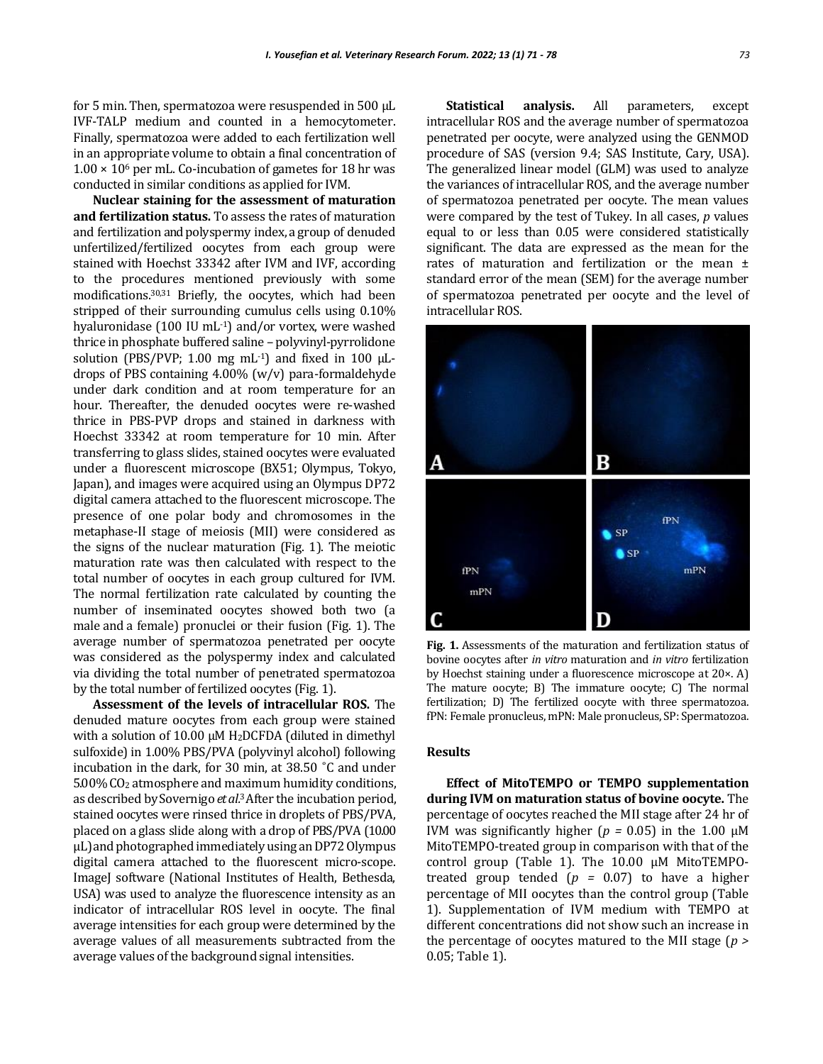for 5 min. Then, spermatozoa were resuspended in 500 µL IVF-TALP medium and counted in a hemocytometer. Finally, spermatozoa were added to each fertilization well in an appropriate volume to obtain a final concentration of $1.00 \times 10^6$ per mL. Co-incubation of gametes for 18 hr was conducted in similar conditions as applied for IVM.

**Nuclear staining for the assessment of maturation and fertilization status.** To assess the rates of maturation and fertilization and polyspermy index, a group of denuded unfertilized/fertilized oocytes from each group were stained with Hoechst 33342 after IVM and IVF, according to the procedures mentioned previously with some modifications.[30,31] Briefly, the oocytes, which had been stripped of their surrounding cumulus cells using 0.10% hyaluronidase (100 IU $mL^{-1}$) and/or vortex, were washed thrice in phosphate buffered saline – polyvinyl-pyrrolidone solution (PBS/PVP; 1.00 mg $mL^{-1}$) and fixed in 100 µL-drops of PBS containing 4.00% (w/v) para-formaldehyde under dark condition and at room temperature for an hour. Thereafter, the denuded oocytes were re-washed thrice in PBS-PVP drops and stained in darkness with Hoechst 33342 at room temperature for 10 min. After transferring to glass slides, stained oocytes were evaluated under a fluorescent microscope (BX51; Olympus, Tokyo, Japan), and images were acquired using an Olympus DP72 digital camera attached to the fluorescent microscope. The presence of one polar body and chromosomes in the metaphase-II stage of meiosis (MII) were considered as the signs of the nuclear maturation (Fig. 1). The meiotic maturation rate was then calculated with respect to the total number of oocytes in each group cultured for IVM. The normal fertilization rate calculated by counting the number of inseminated oocytes showed both two (a male and a female) pronuclei or their fusion (Fig. 1). The average number of spermatozoa penetrated per oocyte was considered as the polyspermy index and calculated via dividing the total number of penetrated spermatozoa by the total number of fertilized oocytes (Fig. 1).

**Assessment of the levels of intracellular ROS.** The denuded mature oocytes from each group were stained with a solution of 10.00 µM $H_2$DCFDA (diluted in dimethyl sulfoxide) in 1.00% PBS/PVA (polyvinyl alcohol) following incubation in the dark, for 30 min, at 38.50 ˚C and under 5.00% $CO_2$ atmosphere and maximum humidity conditions, as described by Sovernigo *et al.*[3] After the incubation period, stained oocytes were rinsed thrice in droplets of PBS/PVA, placed on a glass slide along with a drop of PBS/PVA (10.00 µL) and photographed immediately using an DP72 Olympus digital camera attached to the fluorescent micro-scope. ImageJ software (National Institutes of Health, Bethesda, USA) was used to analyze the fluorescence intensity as an indicator of intracellular ROS level in oocyte. The final average intensities for each group were determined by the average values of all measurements subtracted from the average values of the background signal intensities.

**Statistical analysis.** All parameters, except intracellular ROS and the average number of spermatozoa penetrated per oocyte, were analyzed using the GENMOD procedure of SAS (version 9.4; SAS Institute, Cary, USA). The generalized linear model (GLM) was used to analyze the variances of intracellular ROS, and the average number of spermatozoa penetrated per oocyte. The mean values were compared by the test of Tukey. In all cases, *p* values equal to or less than 0.05 were considered statistically significant. The data are expressed as the mean for the rates of maturation and fertilization or the mean ± standard error of the mean (SEM) for the average number of spermatozoa penetrated per oocyte and the level of intracellular ROS.

**Fig. 1.** Assessments of the maturation and fertilization status of bovine oocytes after *in vitro* maturation and *in vitro* fertilization by Hoechst staining under a fluorescence microscope at 20×. A) The mature oocyte; B) The immature oocyte; C) The normal fertilization; D) The fertilized oocyte with three spermatozoa. fPN: Female pronucleus, mPN: Male pronucleus, SP: Spermatozoa.

## Results

**Effect of MitoTEMPO or TEMPO supplementation during IVM on maturation status of bovine oocyte.** The percentage of oocytes reached the MII stage after 24 hr of IVM was significantly higher ($p = 0.05$) in the 1.00 µM MitoTEMPO-treated group in comparison with that of the control group (Table 1). The 10.00 µM MitoTEMPO-treated group tended ($p = 0.07$) to have a higher percentage of MII oocytes than the control group (Table 1). Supplementation of IVM medium with TEMPO at different concentrations did not show such an increase in the percentage of oocytes matured to the MII stage ($p > 0.05$; Table 1).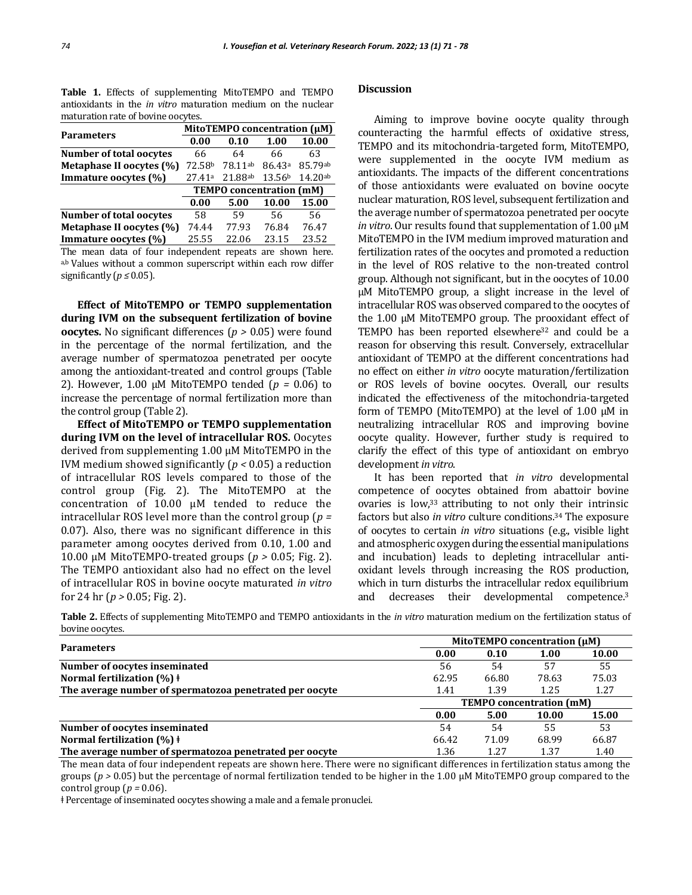**Table 1.** Effects of supplementing MitoTEMPO and TEMPO antioxidants in the *in vitro* maturation medium on the nuclear maturation rate of bovine oocytes.

| Parameters | MitoTEMPO concentration (μM) | | | |
|---|---|---|---|---|
| | **0.00** | **0.10** | **1.00** | **10.00** |
| **Number of total oocytes** | 66 | 64 | 66 | 63 |
| **Metaphase II oocytes (%)** | 72.58[b] | 78.11[ab] | 86.43[a] | 85.79[ab] |
| **Immature oocytes (%)** | 27.41[a] | 21.88[ab] | 13.56[b] | 14.20[ab] |
| | **TEMPO concentration (mM)** | | | |
| | **0.00** | **5.00** | **10.00** | **15.00** |
| **Number of total oocytes** | 58 | 59 | 56 | 56 |
| **Metaphase II oocytes (%)** | 74.44 | 77.93 | 76.84 | 76.47 |
| **Immature oocytes (%)** | 25.55 | 22.06 | 23.15 | 23.52 |

The mean data of four independent repeats are shown here. [a,b] Values without a common superscript within each row differ significantly ($p \leq 0.05$).

**Effect of MitoTEMPO or TEMPO supplementation during IVM on the subsequent fertilization of bovine oocytes.** No significant differences ($p > 0.05$) were found in the percentage of the normal fertilization, and the average number of spermatozoa penetrated per oocyte among the antioxidant-treated and control groups (Table 2). However, 1.00 μM MitoTEMPO tended ($p = 0.06$) to increase the percentage of normal fertilization more than the control group (Table 2).

**Effect of MitoTEMPO or TEMPO supplementation during IVM on the level of intracellular ROS.** Oocytes derived from supplementing 1.00 μM MitoTEMPO in the IVM medium showed significantly ($p < 0.05$) a reduction of intracellular ROS levels compared to those of the control group (Fig. 2). The MitoTEMPO at the concentration of 10.00 μM tended to reduce the intracellular ROS level more than the control group ($p = 0.07$). Also, there was no significant difference in this parameter among oocytes derived from 0.10, 1.00 and 10.00 μM MitoTEMPO-treated groups ($p > 0.05$; Fig. 2). The TEMPO antioxidant also had no effect on the level of intracellular ROS in bovine oocyte matured *in vitro* for 24 hr ($p > 0.05$; Fig. 2).

## Discussion

Aiming to improve bovine oocyte quality through counteracting the harmful effects of oxidative stress, TEMPO and its mitochondria-targeted form, MitoTEMPO, were supplemented in the oocyte IVM medium as antioxidants. The impacts of the different concentrations of those antioxidants were evaluated on bovine oocyte nuclear maturation, ROS level, subsequent fertilization and the average number of spermatozoa penetrated per oocyte *in vitro*. Our results found that supplementation of 1.00 μM MitoTEMPO in the IVM medium improved maturation and fertilization rates of the oocytes and promoted a reduction in the level of ROS relative to the non-treated control group. Although not significant, but in the oocytes of 10.00 μM MitoTEMPO group, a slight increase in the level of intracellular ROS was observed compared to the oocytes of the 1.00 μM MitoTEMPO group. The prooxidant effect of TEMPO has been reported elsewhere[32] and could be a reason for observing this result. Conversely, extracellular antioxidant of TEMPO at the different concentrations had no effect on either *in vitro* oocyte maturation/fertilization or ROS levels of bovine oocytes. Overall, our results indicated the effectiveness of the mitochondria-targeted form of TEMPO (MitoTEMPO) at the level of 1.00 μM in neutralizing intracellular ROS and improving bovine oocyte quality. However, further study is required to clarify the effect of this type of antioxidant on embryo development *in vitro*.

It has been reported that *in vitro* developmental competence of oocytes obtained from abattoir bovine ovaries is low,[33] attributing to not only their intrinsic factors but also *in vitro* culture conditions.[34] The exposure of oocytes to certain *in vitro* situations (e.g., visible light and atmospheric oxygen during the essential manipulations and incubation) leads to depleting intracellular antioxidant levels through increasing the ROS production, which in turn disturbs the intracellular redox equilibrium and decreases their developmental competence.[3]

**Table 2.** Effects of supplementing MitoTEMPO and TEMPO antioxidants in the *in vitro* maturation medium on the fertilization status of bovine oocytes.

| Parameters | MitoTEMPO concentration (μM) | | | |
|---|---|---|---|---|
| | **0.00** | **0.10** | **1.00** | **10.00** |
| **Number of oocytes inseminated** | 56 | 54 | 57 | 55 |
| **Normal fertilization (%) ǂ** | 62.95 | 66.80 | 78.63 | 75.03 |
| **The average number of spermatozoa penetrated per oocyte** | 1.41 | 1.39 | 1.25 | 1.27 |
| | **TEMPO concentration (mM)** | | | |
| | **0.00** | **5.00** | **10.00** | **15.00** |
| **Number of oocytes inseminated** | 54 | 54 | 55 | 53 |
| **Normal fertilization (%) ǂ** | 66.42 | 71.09 | 68.99 | 66.87 |
| **The average number of spermatozoa penetrated per oocyte** | 1.36 | 1.27 | 1.37 | 1.40 |

The mean data of four independent repeats are shown here. There were no significant differences in fertilization status among the groups ($p > 0.05$) but the percentage of normal fertilization tended to be higher in the 1.00 μM MitoTEMPO group compared to the control group ($p = 0.06$).

ǂ Percentage of inseminated oocytes showing a male and a female pronuclei.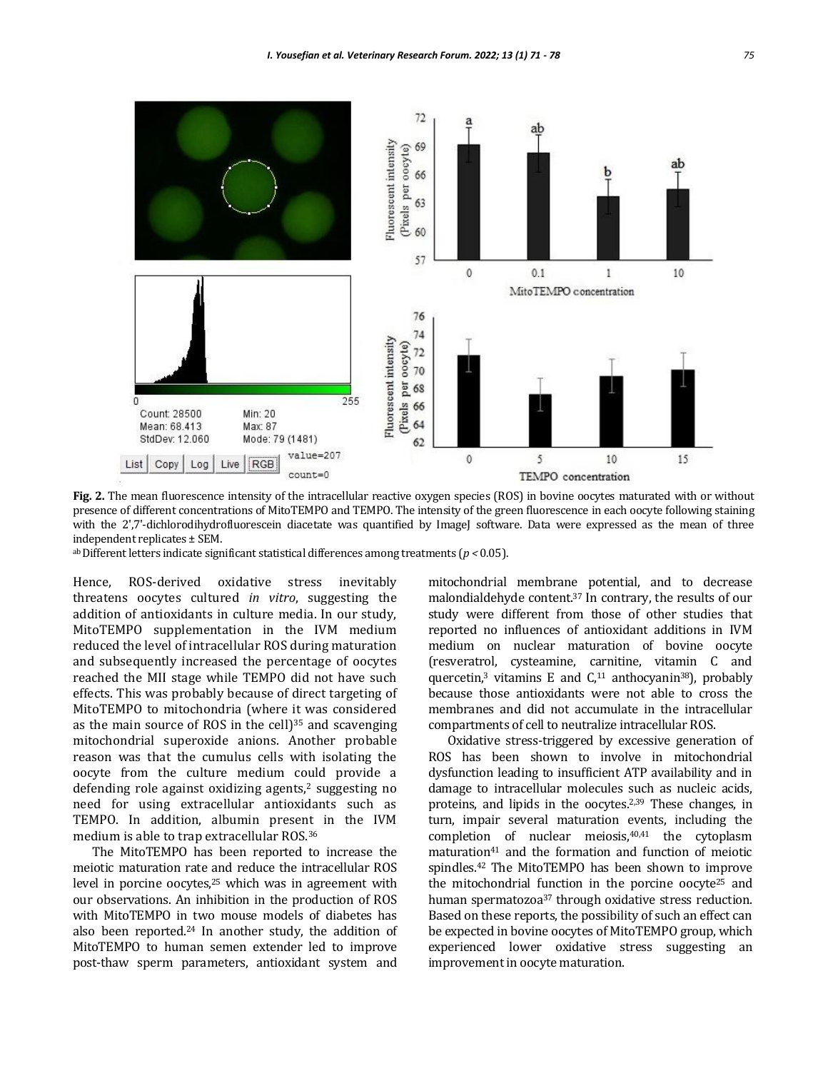**Fig. 2.** The mean fluorescence intensity of the intracellular reactive oxygen species (ROS) in bovine oocytes matured with or without presence of different concentrations of MitoTEMPO and TEMPO. The intensity of the green fluorescence in each oocyte following staining with the 2',7'-dichlorodihydrofluorescein diacetate was quantified by ImageJ software. Data were expressed as the mean of three independent replicates ± SEM.

[ab] Different letters indicate significant statistical differences among treatments ($p < 0.05$).

Hence, ROS-derived oxidative stress inevitably threatens oocytes cultured *in vitro*, suggesting the addition of antioxidants in culture media. In our study, MitoTEMPO supplementation in the IVM medium reduced the level of intracellular ROS during maturation and subsequently increased the percentage of oocytes reached the MII stage while TEMPO did not have such effects. This was probably because of direct targeting of MitoTEMPO to mitochondria (where it was considered as the main source of ROS in the cell)[35] and scavenging mitochondrial superoxide anions. Another probable reason was that the cumulus cells with isolating the oocyte from the culture medium could provide a defending role against oxidizing agents,[2] suggesting no need for using extracellular antioxidants such as TEMPO. In addition, albumin present in the IVM medium is able to trap extracellular ROS.[36]

The MitoTEMPO has been reported to increase the meiotic maturation rate and reduce the intracellular ROS level in porcine oocytes,[25] which was in agreement with our observations. An inhibition in the production of ROS with MitoTEMPO in two mouse models of diabetes has also been reported.[24] In another study, the addition of MitoTEMPO to human semen extender led to improve post-thaw sperm parameters, antioxidant system and mitochondrial membrane potential, and to decrease malondialdehyde content.[37] In contrary, the results of our study were different from those of other studies that reported no influences of antioxidant additions in IVM medium on nuclear maturation of bovine oocyte (resveratrol, cysteamine, carnitine, vitamin C and quercetin,[3] vitamins E and C,[11] anthocyanin[38]), probably because those antioxidants were not able to cross the membranes and did not accumulate in the intracellular compartments of cell to neutralize intracellular ROS.

Oxidative stress-triggered by excessive generation of ROS has been shown to involve in mitochondrial dysfunction leading to insufficient ATP availability and in damage to intracellular molecules such as nucleic acids, proteins, and lipids in the oocytes.[2,39] These changes, in turn, impair several maturation events, including the completion of nuclear meiosis,[40,41] the cytoplasm maturation[41] and the formation and function of meiotic spindles.[42] The MitoTEMPO has been shown to improve the mitochondrial function in the porcine oocyte[25] and human spermatozoa[37] through oxidative stress reduction. Based on these reports, the possibility of such an effect can be expected in bovine oocytes of MitoTEMPO group, which experienced lower oxidative stress suggesting an improvement in oocyte maturation.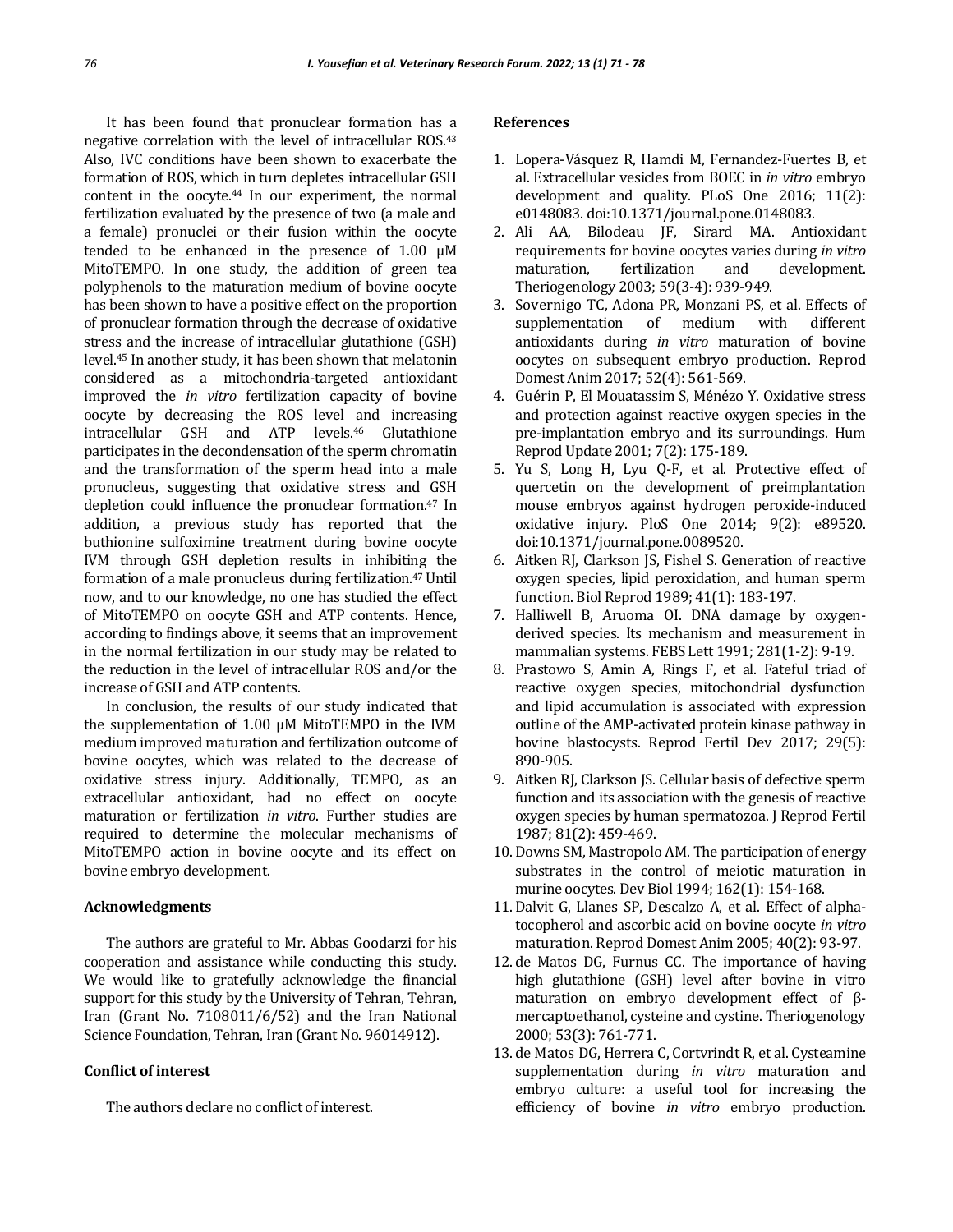It has been found that pronuclear formation has a negative correlation with the level of intracellular ROS.[43] Also, IVC conditions have been shown to exacerbate the formation of ROS, which in turn depletes intracellular GSH content in the oocyte.[44] In our experiment, the normal fertilization evaluated by the presence of two (a male and a female) pronuclei or their fusion within the oocyte tended to be enhanced in the presence of 1.00 μM MitoTEMPO. In one study, the addition of green tea polyphenols to the maturation medium of bovine oocyte has been shown to have a positive effect on the proportion of pronuclear formation through the decrease of oxidative stress and the increase of intracellular glutathione (GSH) level.[45] In another study, it has been shown that melatonin considered as a mitochondria-targeted antioxidant improved the *in vitro* fertilization capacity of bovine oocyte by decreasing the ROS level and increasing intracellular GSH and ATP levels.[46] Glutathione participates in the decondensation of the sperm chromatin and the transformation of the sperm head into a male pronucleus, suggesting that oxidative stress and GSH depletion could influence the pronuclear formation.[47] In addition, a previous study has reported that the buthionine sulfoximine treatment during bovine oocyte IVM through GSH depletion results in inhibiting the formation of a male pronucleus during fertilization.[47] Until now, and to our knowledge, no one has studied the effect of MitoTEMPO on oocyte GSH and ATP contents. Hence, according to findings above, it seems that an improvement in the normal fertilization in our study may be related to the reduction in the level of intracellular ROS and/or the increase of GSH and ATP contents.

In conclusion, the results of our study indicated that the supplementation of 1.00 μM MitoTEMPO in the IVM medium improved maturation and fertilization outcome of bovine oocytes, which was related to the decrease of oxidative stress injury. Additionally, TEMPO, as an extracellular antioxidant, had no effect on oocyte maturation or fertilization *in vitro*. Further studies are required to determine the molecular mechanisms of MitoTEMPO action in bovine oocyte and its effect on bovine embryo development.

## Acknowledgments

The authors are grateful to Mr. Abbas Goodarzi for his cooperation and assistance while conducting this study. We would like to gratefully acknowledge the financial support for this study by the University of Tehran, Tehran, Iran (Grant No. 7108011/6/52) and the Iran National Science Foundation, Tehran, Iran (Grant No. 96014912).

## Conflict of interest

The authors declare no conflict of interest.

## References

1. Lopera-Vásquez R, Hamdi M, Fernandez-Fuertes B, et al. Extracellular vesicles from BOEC in *in vitro* embryo development and quality. PLoS One 2016; 11(2): e0148083. doi:10.1371/journal.pone.0148083.
2. Ali AA, Bilodeau JF, Sirard MA. Antioxidant requirements for bovine oocytes varies during *in vitro* maturation, fertilization and development. Theriogenology 2003; 59(3-4): 939-949.
3. Sovernigo TC, Adona PR, Monzani PS, et al. Effects of supplementation of medium with different antioxidants during *in vitro* maturation of bovine oocytes on subsequent embryo production. Reprod Domest Anim 2017; 52(4): 561-569.
4. Guérin P, El Mouatassim S, Ménézo Y. Oxidative stress and protection against reactive oxygen species in the pre-implantation embryo and its surroundings. Hum Reprod Update 2001; 7(2): 175-189.
5. Yu S, Long H, Lyu Q-F, et al. Protective effect of quercetin on the development of preimplantation mouse embryos against hydrogen peroxide-induced oxidative injury. PloS One 2014; 9(2): e89520. doi:10.1371/journal.pone.0089520.
6. Aitken RJ, Clarkson JS, Fishel S. Generation of reactive oxygen species, lipid peroxidation, and human sperm function. Biol Reprod 1989; 41(1): 183-197.
7. Halliwell B, Aruoma OI. DNA damage by oxygen-derived species. Its mechanism and measurement in mammalian systems. FEBS Lett 1991; 281(1-2): 9-19.
8. Prastowo S, Amin A, Rings F, et al. Fateful triad of reactive oxygen species, mitochondrial dysfunction and lipid accumulation is associated with expression outline of the AMP-activated protein kinase pathway in bovine blastocysts. Reprod Fertil Dev 2017; 29(5): 890-905.
9. Aitken RJ, Clarkson JS. Cellular basis of defective sperm function and its association with the genesis of reactive oxygen species by human spermatozoa. J Reprod Fertil 1987; 81(2): 459-469.
10. Downs SM, Mastropolo AM. The participation of energy substrates in the control of meiotic maturation in murine oocytes. Dev Biol 1994; 162(1): 154-168.
11. Dalvit G, Llanes SP, Descalzo A, et al. Effect of alpha-tocopherol and ascorbic acid on bovine oocyte *in vitro* maturation. Reprod Domest Anim 2005; 40(2): 93-97.
12. de Matos DG, Furnus CC. The importance of having high glutathione (GSH) level after bovine in vitro maturation on embryo development effect of β-mercaptoethanol, cysteine and cystine. Theriogenology 2000; 53(3): 761-771.
13. de Matos DG, Herrera C, Cortvrindt R, et al. Cysteamine supplementation during *in vitro* maturation and embryo culture: a useful tool for increasing the efficiency of bovine *in vitro* embryo production.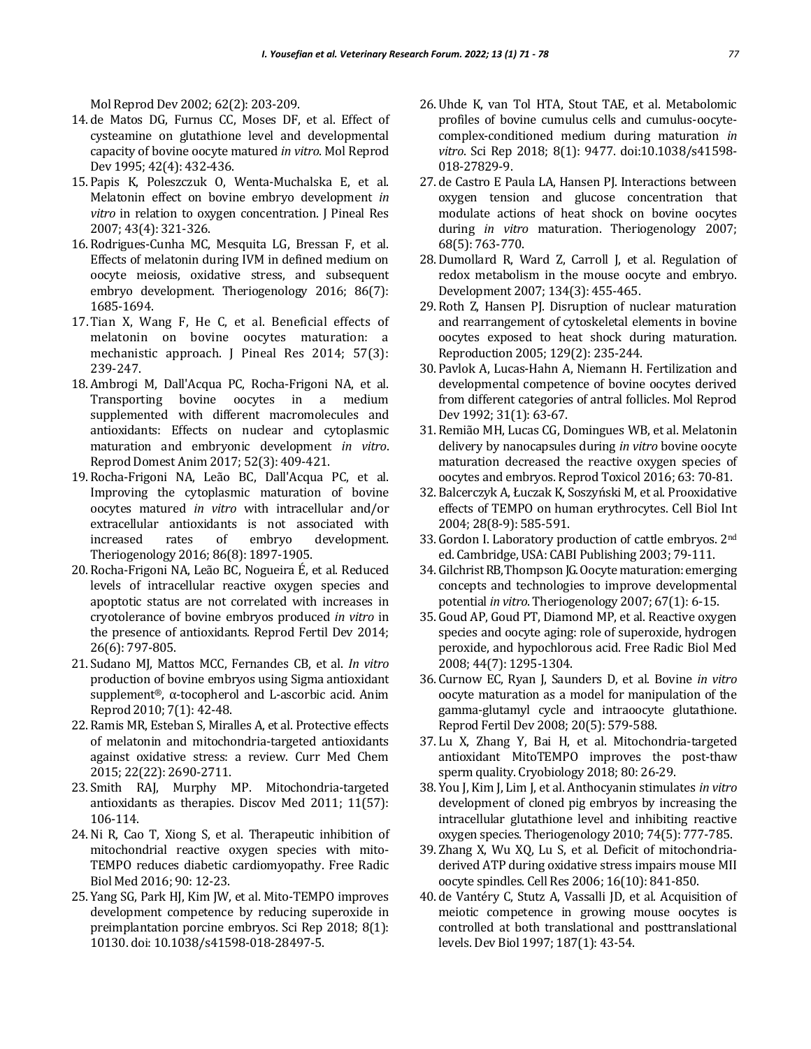Mol Reprod Dev 2002; 62(2): 203-209.

14. de Matos DG, Furnus CC, Moses DF, et al. Effect of cysteamine on glutathione level and developmental capacity of bovine oocyte matured *in vitro*. Mol Reprod Dev 1995; 42(4): 432-436.
15. Papis K, Poleszczuk O, Wenta-Muchalska E, et al. Melatonin effect on bovine embryo development *in vitro* in relation to oxygen concentration. J Pineal Res 2007; 43(4): 321-326.
16. Rodrigues-Cunha MC, Mesquita LG, Bressan F, et al. Effects of melatonin during IVM in defined medium on oocyte meiosis, oxidative stress, and subsequent embryo development. Theriogenology 2016; 86(7): 1685-1694.
17. Tian X, Wang F, He C, et al. Beneficial effects of melatonin on bovine oocytes maturation: a mechanistic approach. J Pineal Res 2014; 57(3): 239-247.
18. Ambrogi M, Dall'Acqua PC, Rocha-Frigoni NA, et al. Transporting bovine oocytes in a medium supplemented with different macromolecules and antioxidants: Effects on nuclear and cytoplasmic maturation and embryonic development *in vitro*. Reprod Domest Anim 2017; 52(3): 409-421.
19. Rocha-Frigoni NA, Leão BC, Dall'Acqua PC, et al. Improving the cytoplasmic maturation of bovine oocytes matured *in vitro* with intracellular and/or extracellular antioxidants is not associated with increased rates of embryo development. Theriogenology 2016; 86(8): 1897-1905.
20. Rocha-Frigoni NA, Leão BC, Nogueira É, et al. Reduced levels of intracellular reactive oxygen species and apoptotic status are not correlated with increases in cryotolerance of bovine embryos produced *in vitro* in the presence of antioxidants. Reprod Fertil Dev 2014; 26(6): 797-805.
21. Sudano MJ, Mattos MCC, Fernandes CB, et al. *In vitro* production of bovine embryos using Sigma antioxidant supplement®, α-tocopherol and L-ascorbic acid. Anim Reprod 2010; 7(1): 42-48.
22. Ramis MR, Esteban S, Miralles A, et al. Protective effects of melatonin and mitochondria-targeted antioxidants against oxidative stress: a review. Curr Med Chem 2015; 22(22): 2690-2711.
23. Smith RAJ, Murphy MP. Mitochondria-targeted antioxidants as therapies. Discov Med 2011; 11(57): 106-114.
24. Ni R, Cao T, Xiong S, et al. Therapeutic inhibition of mitochondrial reactive oxygen species with mito-TEMPO reduces diabetic cardiomyopathy. Free Radic Biol Med 2016; 90: 12-23.
25. Yang SG, Park HJ, Kim JW, et al. Mito-TEMPO improves development competence by reducing superoxide in preimplantation porcine embryos. Sci Rep 2018; 8(1): 10130. doi: 10.1038/s41598-018-28497-5.
26. Uhde K, van Tol HTA, Stout TAE, et al. Metabolomic profiles of bovine cumulus cells and cumulus-oocyte-complex-conditioned medium during maturation *in vitro*. Sci Rep 2018; 8(1): 9477. doi:10.1038/s41598-018-27829-9.
27. de Castro E Paula LA, Hansen PJ. Interactions between oxygen tension and glucose concentration that modulate actions of heat shock on bovine oocytes during *in vitro* maturation. Theriogenology 2007; 68(5): 763-770.
28. Dumollard R, Ward Z, Carroll J, et al. Regulation of redox metabolism in the mouse oocyte and embryo. Development 2007; 134(3): 455-465.
29. Roth Z, Hansen PJ. Disruption of nuclear maturation and rearrangement of cytoskeletal elements in bovine oocytes exposed to heat shock during maturation. Reproduction 2005; 129(2): 235-244.
30. Pavlok A, Lucas-Hahn A, Niemann H. Fertilization and developmental competence of bovine oocytes derived from different categories of antral follicles. Mol Reprod Dev 1992; 31(1): 63-67.
31. Remião MH, Lucas CG, Domingues WB, et al. Melatonin delivery by nanocapsules during *in vitro* bovine oocyte maturation decreased the reactive oxygen species of oocytes and embryos. Reprod Toxicol 2016; 63: 70-81.
32. Balcerczyk A, Łuczak K, Soszyński M, et al. Prooxidative effects of TEMPO on human erythrocytes. Cell Biol Int 2004; 28(8-9): 585-591.
33. Gordon I. Laboratory production of cattle embryos. 2nd ed. Cambridge, USA: CABI Publishing 2003; 79-111.
34. Gilchrist RB, Thompson JG. Oocyte maturation: emerging concepts and technologies to improve developmental potential *in vitro*. Theriogenology 2007; 67(1): 6-15.
35. Goud AP, Goud PT, Diamond MP, et al. Reactive oxygen species and oocyte aging: role of superoxide, hydrogen peroxide, and hypochlorous acid. Free Radic Biol Med 2008; 44(7): 1295-1304.
36. Curnow EC, Ryan J, Saunders D, et al. Bovine *in vitro* oocyte maturation as a model for manipulation of the gamma-glutamyl cycle and intraoocyte glutathione. Reprod Fertil Dev 2008; 20(5): 579-588.
37. Lu X, Zhang Y, Bai H, et al. Mitochondria-targeted antioxidant MitoTEMPO improves the post-thaw sperm quality. Cryobiology 2018; 80: 26-29.
38. You J, Kim J, Lim J, et al. Anthocyanin stimulates *in vitro* development of cloned pig embryos by increasing the intracellular glutathione level and inhibiting reactive oxygen species. Theriogenology 2010; 74(5): 777-785.
39. Zhang X, Wu XQ, Lu S, et al. Deficit of mitochondria-derived ATP during oxidative stress impairs mouse MII oocyte spindles. Cell Res 2006; 16(10): 841-850.
40. de Vantéry C, Stutz A, Vassalli JD, et al. Acquisition of meiotic competence in growing mouse oocytes is controlled at both translational and posttranslational levels. Dev Biol 1997; 187(1): 43-54.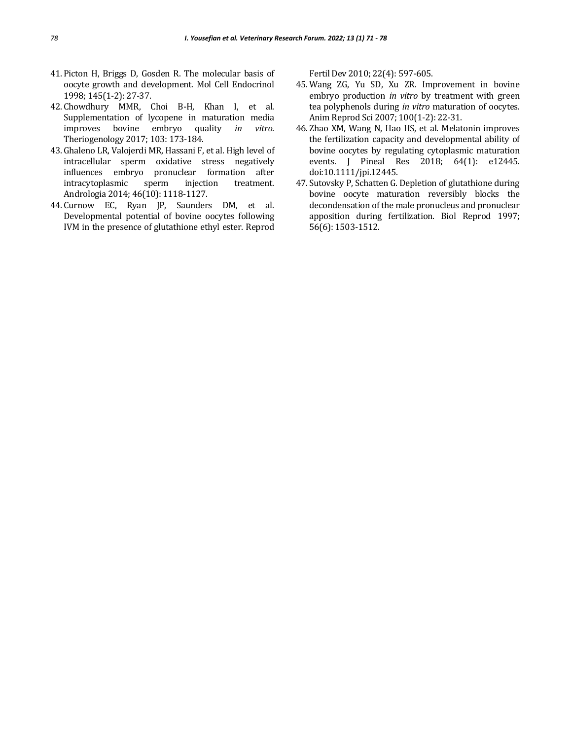41. Picton H, Briggs D, Gosden R. The molecular basis of oocyte growth and development. Mol Cell Endocrinol 1998; 145(1-2): 27-37.
42. Chowdhury MMR, Choi B-H, Khan I, et al. Supplementation of lycopene in maturation media improves bovine embryo quality *in vitro*. Theriogenology 2017; 103: 173-184.
43. Ghaleno LR, Valojerdi MR, Hassani F, et al. High level of intracellular sperm oxidative stress negatively influences embryo pronuclear formation after intracytoplasmic sperm injection treatment. Andrologia 2014; 46(10): 1118-1127.
44. Curnow EC, Ryan JP, Saunders DM, et al. Developmental potential of bovine oocytes following IVM in the presence of glutathione ethyl ester. Reprod Fertil Dev 2010; 22(4): 597-605.
45. Wang ZG, Yu SD, Xu ZR. Improvement in bovine embryo production *in vitro* by treatment with green tea polyphenols during *in vitro* maturation of oocytes. Anim Reprod Sci 2007; 100(1-2): 22-31.
46. Zhao XM, Wang N, Hao HS, et al. Melatonin improves the fertilization capacity and developmental ability of bovine oocytes by regulating cytoplasmic maturation events. J Pineal Res 2018; 64(1): e12445. doi:10.1111/jpi.12445.
47. Sutovsky P, Schatten G. Depletion of glutathione during bovine oocyte maturation reversibly blocks the decondensation of the male pronucleus and pronuclear apposition during fertilization. Biol Reprod 1997; 56(6): 1503-1512.